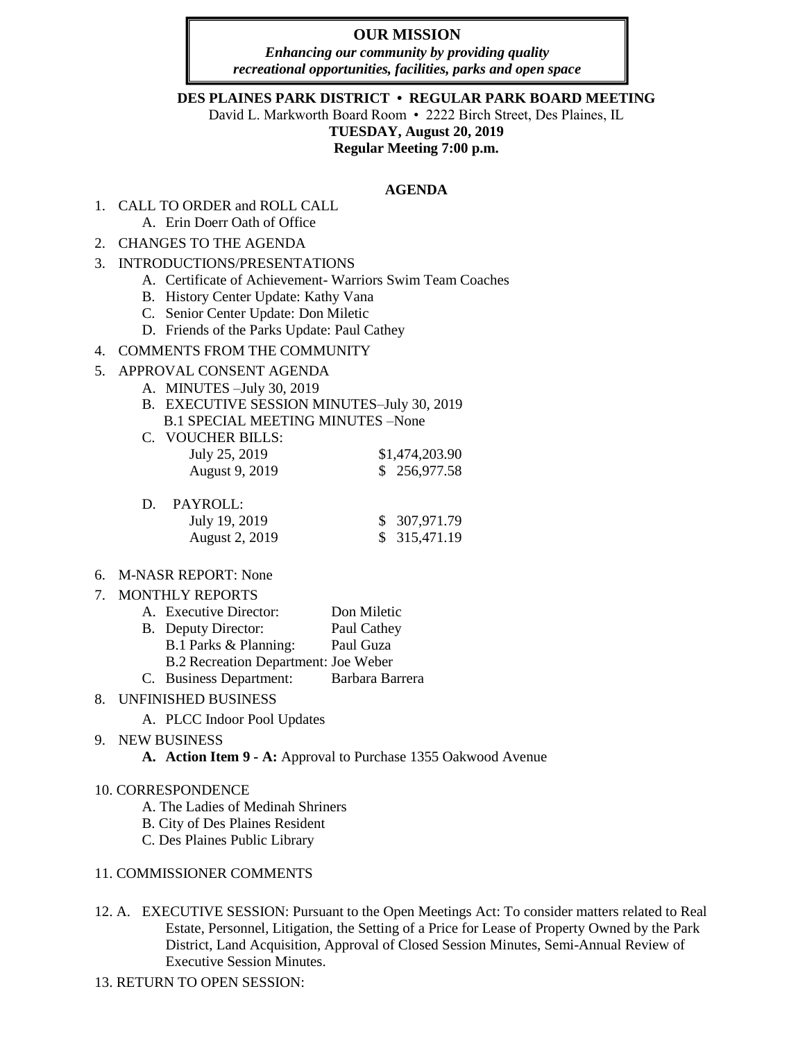**OUR MISSION**

***Enhancing our community by providing quality recreational opportunities, facilities, parks and open space***

**DES PLAINES PARK DISTRICT • REGULAR PARK BOARD MEETING**

David L. Markworth Board Room • 2222 Birch Street, Des Plaines, IL

**TUESDAY, August 20, 2019**

**Regular Meeting 7:00 p.m.**

**AGENDA**

1. CALL TO ORDER and ROLL CALL
   A. Erin Doerr Oath of Office
2. CHANGES TO THE AGENDA
3. INTRODUCTIONS/PRESENTATIONS
   A. Certificate of Achievement- Warriors Swim Team Coaches
   B. History Center Update: Kathy Vana
   C. Senior Center Update: Don Miletic
   D. Friends of the Parks Update: Paul Cathey
4. COMMENTS FROM THE COMMUNITY
5. APPROVAL CONSENT AGENDA
   A. MINUTES –July 30, 2019
   B. EXECUTIVE SESSION MINUTES–July 30, 2019
   B.1 SPECIAL MEETING MINUTES –None
   C. VOUCHER BILLS:

| | |
|---|---|
| July 25, 2019 | $1,474,203.90 |
| August 9, 2019 | $ 256,977.58 |

   D. PAYROLL:

| | |
|---|---|
| July 19, 2019 | $ 307,971.79 |
| August 2, 2019 | $ 315,471.19 |

6. M-NASR REPORT: None
7. MONTHLY REPORTS
   A. Executive Director: Don Miletic
   B. Deputy Director: Paul Cathey
   B.1 Parks & Planning: Paul Guza
   B.2 Recreation Department: Joe Weber
   C. Business Department: Barbara Barrera
8. UNFINISHED BUSINESS
   A. PLCC Indoor Pool Updates
9. NEW BUSINESS
   **A. Action Item 9 - A:** Approval to Purchase 1355 Oakwood Avenue
10. CORRESPONDENCE
   A. The Ladies of Medinah Shriners
   B. City of Des Plaines Resident
   C. Des Plaines Public Library
11. COMMISSIONER COMMENTS
12. A. EXECUTIVE SESSION: Pursuant to the Open Meetings Act: To consider matters related to Real Estate, Personnel, Litigation, the Setting of a Price for Lease of Property Owned by the Park District, Land Acquisition, Approval of Closed Session Minutes, Semi-Annual Review of Executive Session Minutes.
13. RETURN TO OPEN SESSION: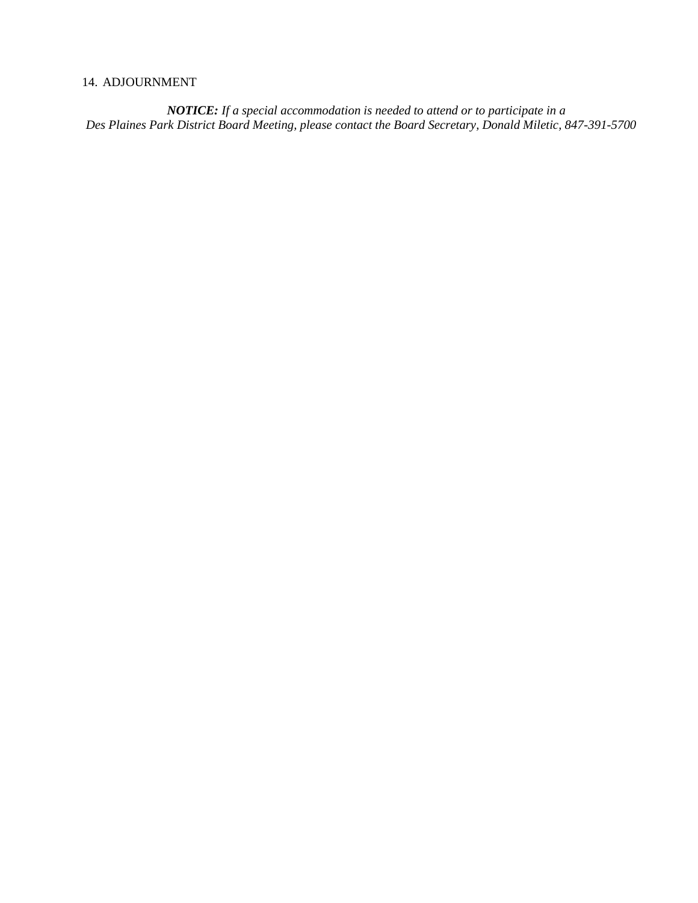14. ADJOURNMENT

***NOTICE:*** *If a special accommodation is needed to attend or to participate in a Des Plaines Park District Board Meeting, please contact the Board Secretary, Donald Miletic, 847-391-5700*